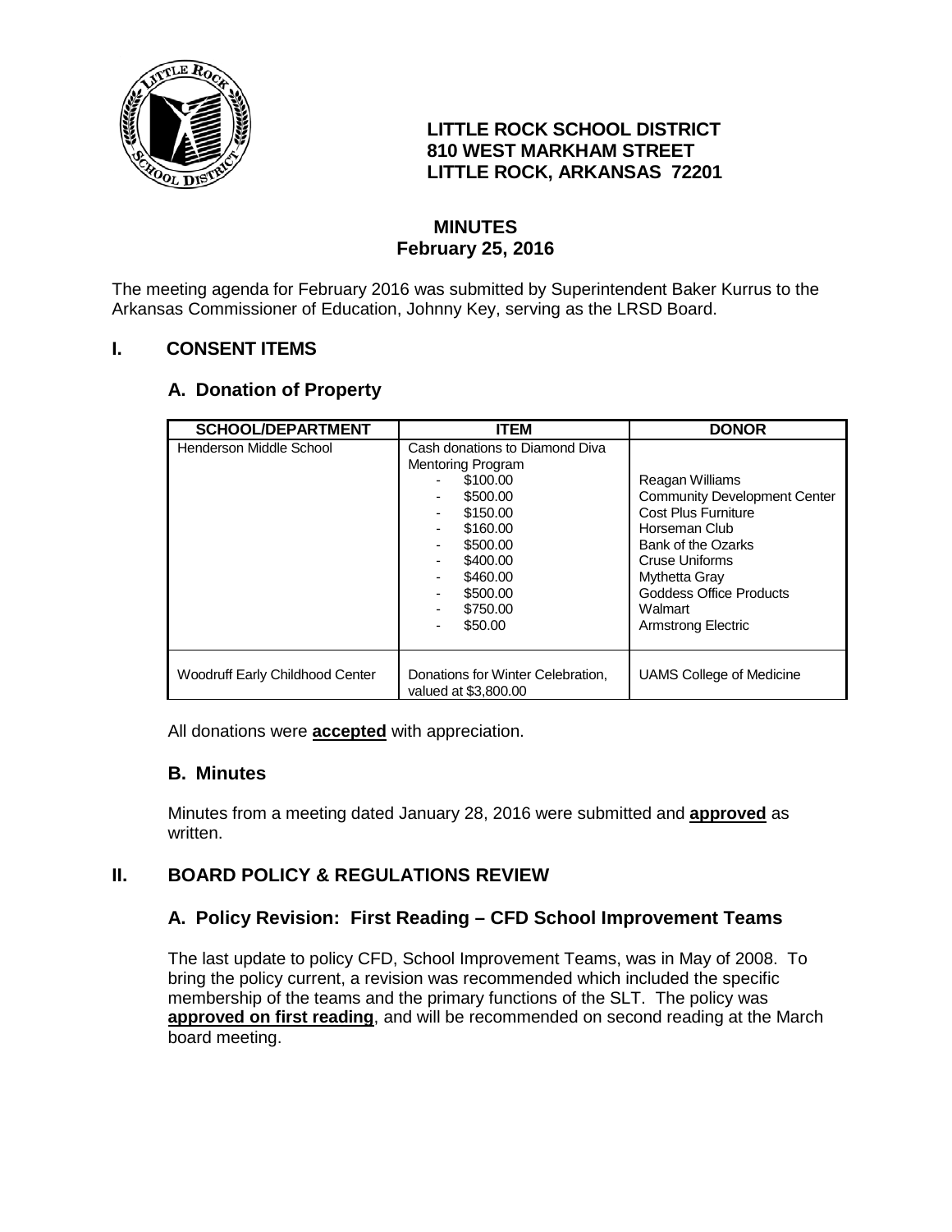# LITTLE ROCK SCHOOL DISTRICT
# 810 WEST MARKHAM STREET
# LITTLE ROCK, ARKANSAS 72201

## MINUTES
## February 25, 2016

The meeting agenda for February 2016 was submitted by Superintendent Baker Kurrus to the Arkansas Commissioner of Education, Johnny Key, serving as the LRSD Board.

## I. CONSENT ITEMS

### A. Donation of Property

| SCHOOL/DEPARTMENT | ITEM | DONOR |
|---|---|---|
| Henderson Middle School | Cash donations to Diamond Diva Mentoring Program | |
| | - $100.00 | Reagan Williams |
| | - $500.00 | Community Development Center |
| | - $150.00 | Cost Plus Furniture |
| | - $160.00 | Horseman Club |
| | - $500.00 | Bank of the Ozarks |
| | - $400.00 | Cruse Uniforms |
| | - $460.00 | Mythetta Gray |
| | - $500.00 | Goddess Office Products |
| | - $750.00 | Walmart |
| | - $50.00 | Armstrong Electric |
| Woodruff Early Childhood Center | Donations for Winter Celebration, valued at $3,800.00 | UAMS College of Medicine |

All donations were **accepted** with appreciation.

### B. Minutes

Minutes from a meeting dated January 28, 2016 were submitted and **approved** as written.

## II. BOARD POLICY & REGULATIONS REVIEW

### A. Policy Revision: First Reading – CFD School Improvement Teams

The last update to policy CFD, School Improvement Teams, was in May of 2008. To bring the policy current, a revision was recommended which included the specific membership of the teams and the primary functions of the SLT. The policy was **approved on first reading**, and will be recommended on second reading at the March board meeting.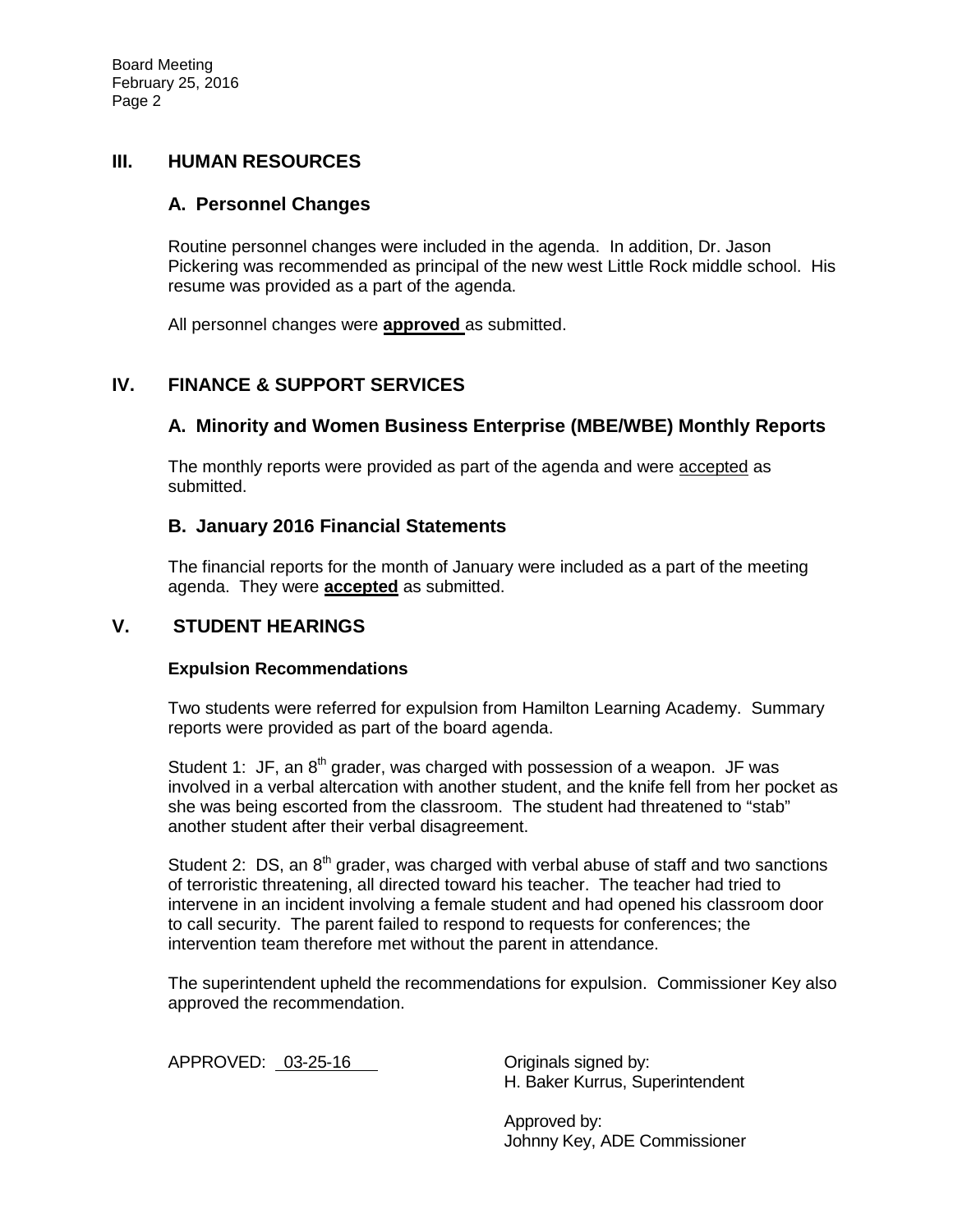## III. HUMAN RESOURCES

### A. Personnel Changes

Routine personnel changes were included in the agenda. In addition, Dr. Jason Pickering was recommended as principal of the new west Little Rock middle school. His resume was provided as a part of the agenda.

All personnel changes were **approved** as submitted.

## IV. FINANCE & SUPPORT SERVICES

### A. Minority and Women Business Enterprise (MBE/WBE) Monthly Reports

The monthly reports were provided as part of the agenda and were accepted as submitted.

### B. January 2016 Financial Statements

The financial reports for the month of January were included as a part of the meeting agenda. They were **accepted** as submitted.

## V. STUDENT HEARINGS

**Expulsion Recommendations**

Two students were referred for expulsion from Hamilton Learning Academy. Summary reports were provided as part of the board agenda.

Student 1: JF, an 8th grader, was charged with possession of a weapon. JF was involved in a verbal altercation with another student, and the knife fell from her pocket as she was being escorted from the classroom. The student had threatened to "stab" another student after their verbal disagreement.

Student 2: DS, an 8th grader, was charged with verbal abuse of staff and two sanctions of terroristic threatening, all directed toward his teacher. The teacher had tried to intervene in an incident involving a female student and had opened his classroom door to call security. The parent failed to respond to requests for conferences; the intervention team therefore met without the parent in attendance.

The superintendent upheld the recommendations for expulsion. Commissioner Key also approved the recommendation.

APPROVED: 03-25-16

Originals signed by:
H. Baker Kurrus, Superintendent

Approved by:
Johnny Key, ADE Commissioner